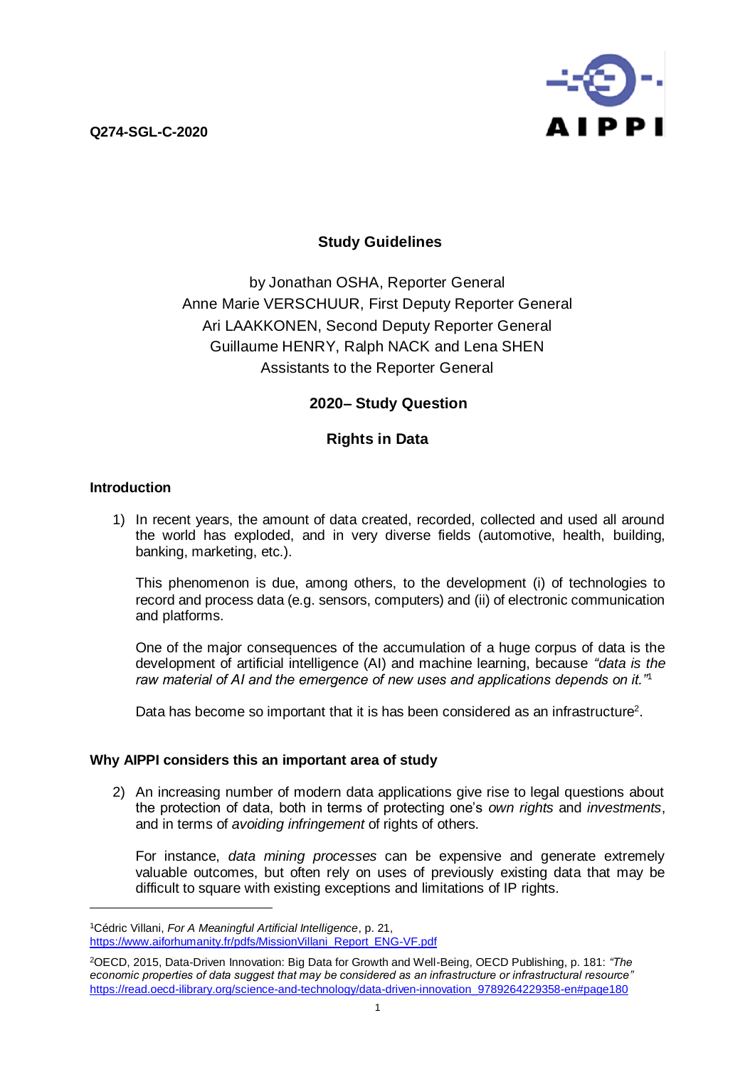**Q274-SGL-C-2020**

## Study Guidelines

by Jonathan OSHA, Reporter General
Anne Marie VERSCHUUR, First Deputy Reporter General
Ari LAAKKONEN, Second Deputy Reporter General
Guillaume HENRY, Ralph NACK and Lena SHEN
Assistants to the Reporter General

**2020– Study Question**

# Rights in Data

### Introduction

1) In recent years, the amount of data created, recorded, collected and used all around the world has exploded, and in very diverse fields (automotive, health, building, banking, marketing, etc.).

   This phenomenon is due, among others, to the development (i) of technologies to record and process data (e.g. sensors, computers) and (ii) of electronic communication and platforms.

   One of the major consequences of the accumulation of a huge corpus of data is the development of artificial intelligence (AI) and machine learning, because *"data is the raw material of AI and the emergence of new uses and applications depends on it."*[1]

   Data has become so important that it is has been considered as an infrastructure[2].

### Why AIPPI considers this an important area of study

2) An increasing number of modern data applications give rise to legal questions about the protection of data, both in terms of protecting one's *own rights* and *investments*, and in terms of *avoiding infringement* of rights of others.

   For instance, *data mining processes* can be expensive and generate extremely valuable outcomes, but often rely on uses of previously existing data that may be difficult to square with existing exceptions and limitations of IP rights.

---

[1] Cédric Villani, *For A Meaningful Artificial Intelligence*, p. 21, https://www.aiforhumanity.fr/pdfs/MissionVillani_Report_ENG-VF.pdf

[2] OECD, 2015, Data-Driven Innovation: Big Data for Growth and Well-Being, OECD Publishing, p. 181: *"The economic properties of data suggest that may be considered as an infrastructure or infrastructural resource"* https://read.oecd-ilibrary.org/science-and-technology/data-driven-innovation_9789264229358-en#page180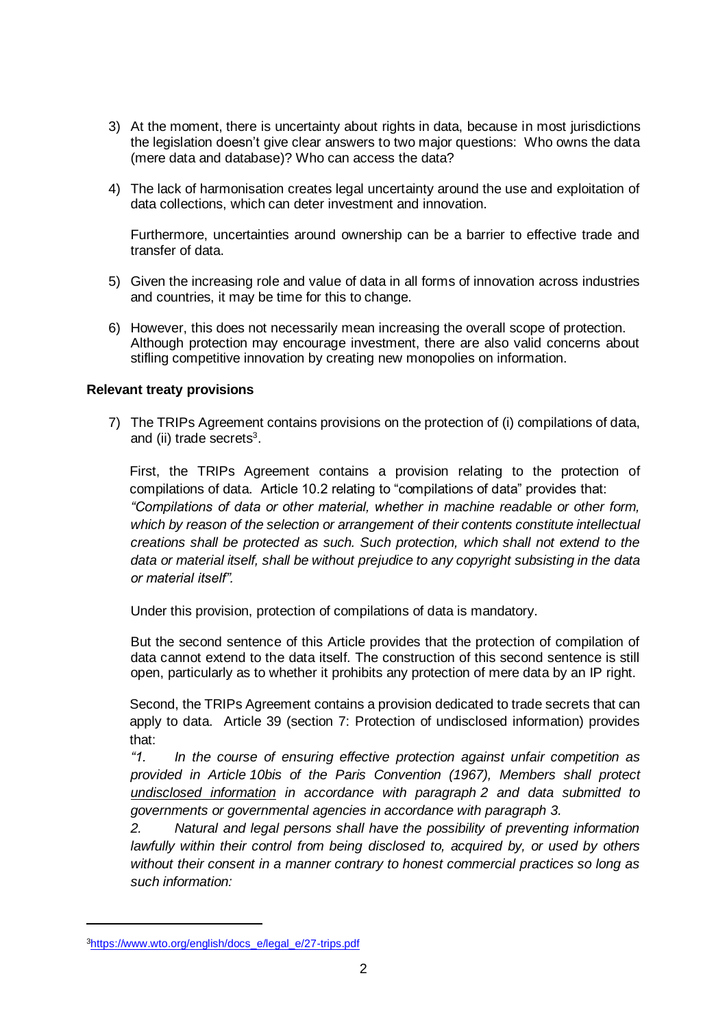3) At the moment, there is uncertainty about rights in data, because in most jurisdictions the legislation doesn't give clear answers to two major questions: Who owns the data (mere data and database)? Who can access the data?

4) The lack of harmonisation creates legal uncertainty around the use and exploitation of data collections, which can deter investment and innovation.

   Furthermore, uncertainties around ownership can be a barrier to effective trade and transfer of data.

5) Given the increasing role and value of data in all forms of innovation across industries and countries, it may be time for this to change.

6) However, this does not necessarily mean increasing the overall scope of protection. Although protection may encourage investment, there are also valid concerns about stifling competitive innovation by creating new monopolies on information.

**Relevant treaty provisions**

7) The TRIPs Agreement contains provisions on the protection of (i) compilations of data, and (ii) trade secrets[3].

   First, the TRIPs Agreement contains a provision relating to the protection of compilations of data. Article 10.2 relating to "compilations of data" provides that: *"Compilations of data or other material, whether in machine readable or other form, which by reason of the selection or arrangement of their contents constitute intellectual creations shall be protected as such. Such protection, which shall not extend to the data or material itself, shall be without prejudice to any copyright subsisting in the data or material itself".*

   Under this provision, protection of compilations of data is mandatory.

   But the second sentence of this Article provides that the protection of compilation of data cannot extend to the data itself. The construction of this second sentence is still open, particularly as to whether it prohibits any protection of mere data by an IP right.

   Second, the TRIPs Agreement contains a provision dedicated to trade secrets that can apply to data. Article 39 (section 7: Protection of undisclosed information) provides that:

   *"1. In the course of ensuring effective protection against unfair competition as provided in Article 10bis of the Paris Convention (1967), Members shall protect undisclosed information in accordance with paragraph 2 and data submitted to governments or governmental agencies in accordance with paragraph 3.*

   *2. Natural and legal persons shall have the possibility of preventing information lawfully within their control from being disclosed to, acquired by, or used by others without their consent in a manner contrary to honest commercial practices so long as such information:*

---

[3] https://www.wto.org/english/docs_e/legal_e/27-trips.pdf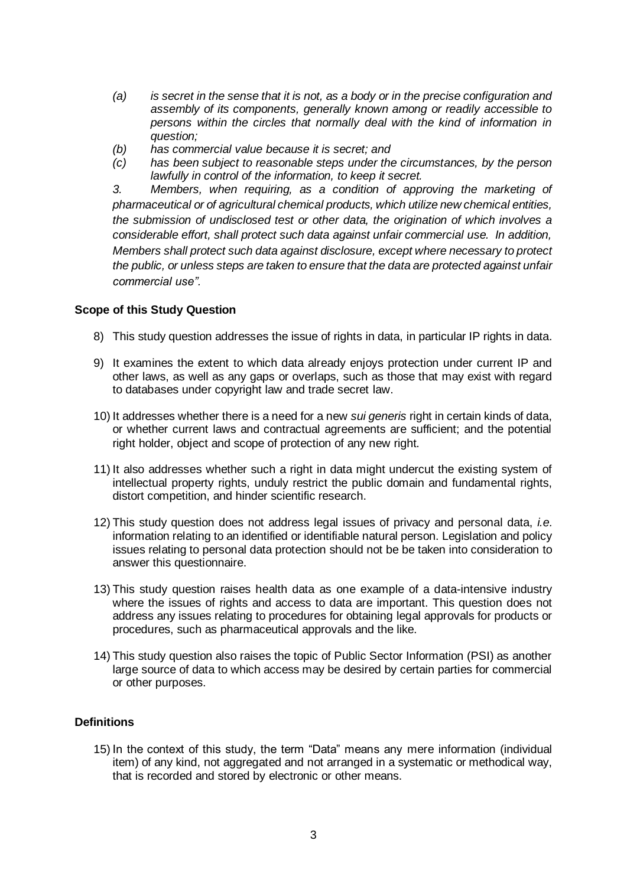*(a) is secret in the sense that it is not, as a body or in the precise configuration and assembly of its components, generally known among or readily accessible to persons within the circles that normally deal with the kind of information in question;*

*(b) has commercial value because it is secret; and*

*(c) has been subject to reasonable steps under the circumstances, by the person lawfully in control of the information, to keep it secret.*

*3. Members, when requiring, as a condition of approving the marketing of pharmaceutical or of agricultural chemical products, which utilize new chemical entities, the submission of undisclosed test or other data, the origination of which involves a considerable effort, shall protect such data against unfair commercial use. In addition, Members shall protect such data against disclosure, except where necessary to protect the public, or unless steps are taken to ensure that the data are protected against unfair commercial use".*

**Scope of this Study Question**

8) This study question addresses the issue of rights in data, in particular IP rights in data.

9) It examines the extent to which data already enjoys protection under current IP and other laws, as well as any gaps or overlaps, such as those that may exist with regard to databases under copyright law and trade secret law.

10) It addresses whether there is a need for a new *sui generis* right in certain kinds of data, or whether current laws and contractual agreements are sufficient; and the potential right holder, object and scope of protection of any new right.

11) It also addresses whether such a right in data might undercut the existing system of intellectual property rights, unduly restrict the public domain and fundamental rights, distort competition, and hinder scientific research.

12) This study question does not address legal issues of privacy and personal data, *i.e.* information relating to an identified or identifiable natural person. Legislation and policy issues relating to personal data protection should not be be taken into consideration to answer this questionnaire.

13) This study question raises health data as one example of a data-intensive industry where the issues of rights and access to data are important. This question does not address any issues relating to procedures for obtaining legal approvals for products or procedures, such as pharmaceutical approvals and the like.

14) This study question also raises the topic of Public Sector Information (PSI) as another large source of data to which access may be desired by certain parties for commercial or other purposes.

**Definitions**

15) In the context of this study, the term "Data" means any mere information (individual item) of any kind, not aggregated and not arranged in a systematic or methodical way, that is recorded and stored by electronic or other means.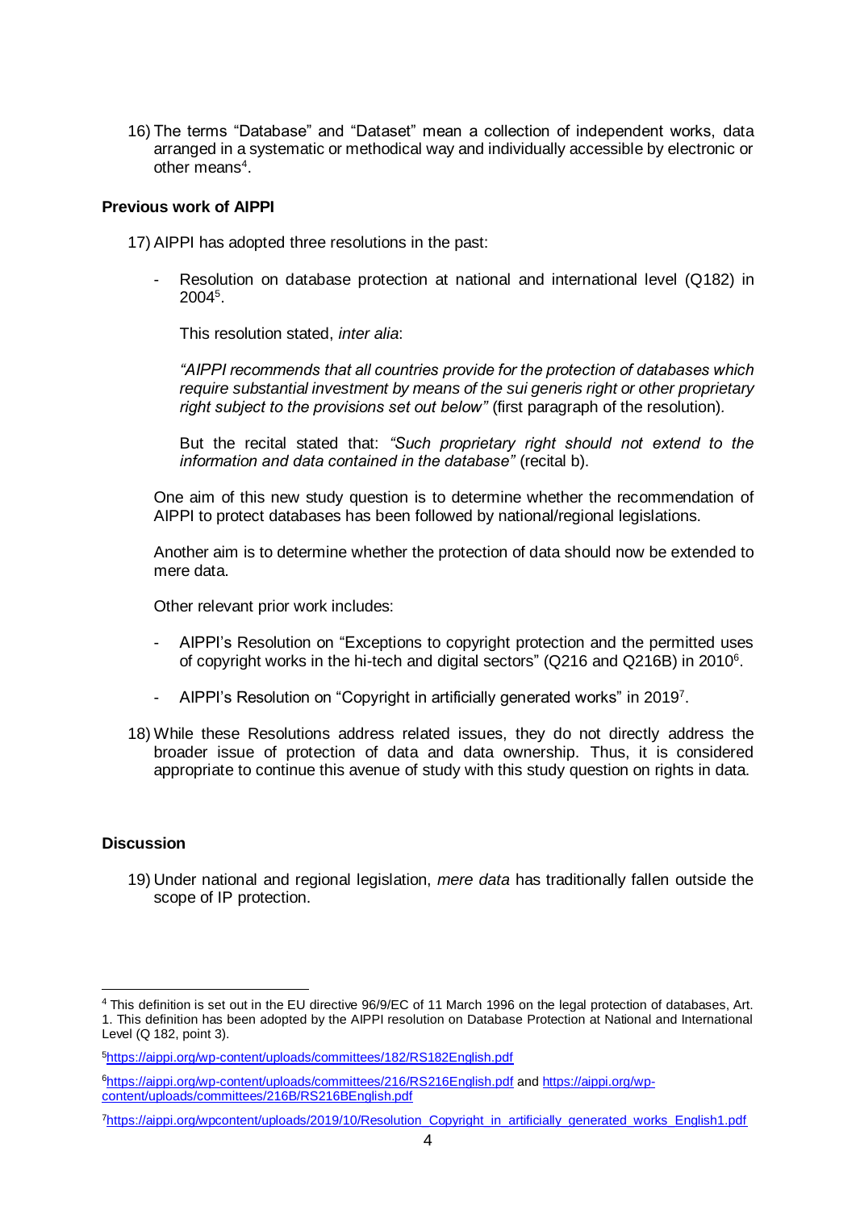16) The terms "Database" and "Dataset" mean a collection of independent works, data arranged in a systematic or methodical way and individually accessible by electronic or other means[4].

**Previous work of AIPPI**

17) AIPPI has adopted three resolutions in the past:

   - Resolution on database protection at national and international level (Q182) in 2004[5].

     This resolution stated, *inter alia*:

     *"AIPPI recommends that all countries provide for the protection of databases which require substantial investment by means of the sui generis right or other proprietary right subject to the provisions set out below"* (first paragraph of the resolution).

     But the recital stated that: *"Such proprietary right should not extend to the information and data contained in the database"* (recital b).

   One aim of this new study question is to determine whether the recommendation of AIPPI to protect databases has been followed by national/regional legislations.

   Another aim is to determine whether the protection of data should now be extended to mere data.

   Other relevant prior work includes:

   - AIPPI's Resolution on "Exceptions to copyright protection and the permitted uses of copyright works in the hi-tech and digital sectors" (Q216 and Q216B) in 2010[6].

   - AIPPI's Resolution on "Copyright in artificially generated works" in 2019[7].

18) While these Resolutions address related issues, they do not directly address the broader issue of protection of data and data ownership. Thus, it is considered appropriate to continue this avenue of study with this study question on rights in data.

**Discussion**

19) Under national and regional legislation, *mere data* has traditionally fallen outside the scope of IP protection.

---

[4] This definition is set out in the EU directive 96/9/EC of 11 March 1996 on the legal protection of databases, Art. 1. This definition has been adopted by the AIPPI resolution on Database Protection at National and International Level (Q 182, point 3).

[5] https://aippi.org/wp-content/uploads/committees/182/RS182English.pdf

[6] https://aippi.org/wp-content/uploads/committees/216/RS216English.pdf and https://aippi.org/wp-content/uploads/committees/216B/RS216BEnglish.pdf

[7] https://aippi.org/wpcontent/uploads/2019/10/Resolution_Copyright_in_artificially_generated_works_English1.pdf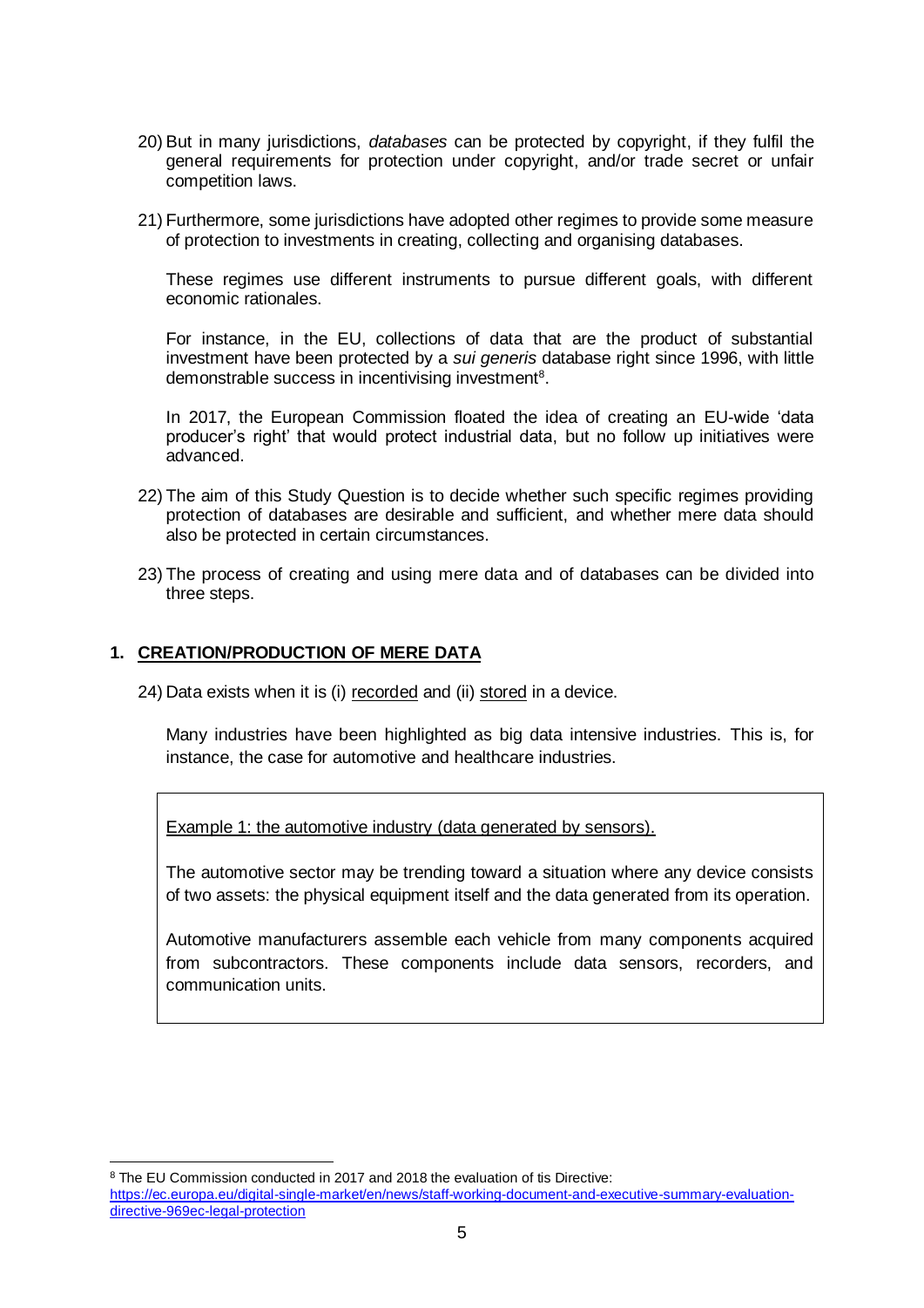20) But in many jurisdictions, *databases* can be protected by copyright, if they fulfil the general requirements for protection under copyright, and/or trade secret or unfair competition laws.

21) Furthermore, some jurisdictions have adopted other regimes to provide some measure of protection to investments in creating, collecting and organising databases.

    These regimes use different instruments to pursue different goals, with different economic rationales.

    For instance, in the EU, collections of data that are the product of substantial investment have been protected by a *sui generis* database right since 1996, with little demonstrable success in incentivising investment[8].

    In 2017, the European Commission floated the idea of creating an EU-wide 'data producer's right' that would protect industrial data, but no follow up initiatives were advanced.

22) The aim of this Study Question is to decide whether such specific regimes providing protection of databases are desirable and sufficient, and whether mere data should also be protected in certain circumstances.

23) The process of creating and using mere data and of databases can be divided into three steps.

## 1. CREATION/PRODUCTION OF MERE DATA

24) Data exists when it is (i) recorded and (ii) stored in a device.

    Many industries have been highlighted as big data intensive industries. This is, for instance, the case for automotive and healthcare industries.

> Example 1: the automotive industry (data generated by sensors).
>
> The automotive sector may be trending toward a situation where any device consists of two assets: the physical equipment itself and the data generated from its operation.
>
> Automotive manufacturers assemble each vehicle from many components acquired from subcontractors. These components include data sensors, recorders, and communication units.

[8] The EU Commission conducted in 2017 and 2018 the evaluation of tis Directive: https://ec.europa.eu/digital-single-market/en/news/staff-working-document-and-executive-summary-evaluation-directive-969ec-legal-protection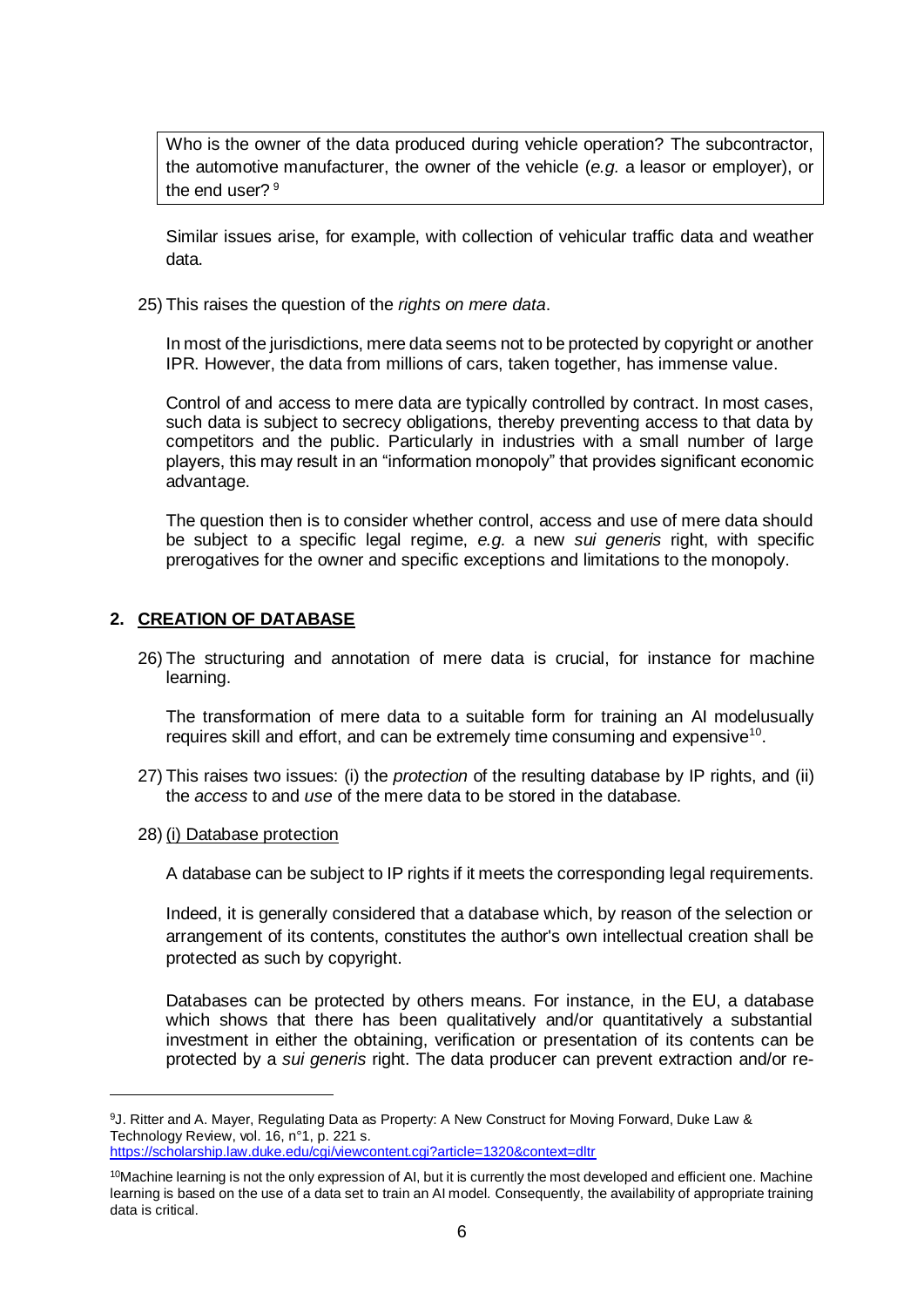> Who is the owner of the data produced during vehicle operation? The subcontractor, the automotive manufacturer, the owner of the vehicle (*e.g.* a leasor or employer), or the end user? [9]

Similar issues arise, for example, with collection of vehicular traffic data and weather data.

25) This raises the question of the *rights on mere data*.

In most of the jurisdictions, mere data seems not to be protected by copyright or another IPR. However, the data from millions of cars, taken together, has immense value.

Control of and access to mere data are typically controlled by contract. In most cases, such data is subject to secrecy obligations, thereby preventing access to that data by competitors and the public. Particularly in industries with a small number of large players, this may result in an "information monopoly" that provides significant economic advantage.

The question then is to consider whether control, access and use of mere data should be subject to a specific legal regime, *e.g.* a new *sui generis* right, with specific prerogatives for the owner and specific exceptions and limitations to the monopoly.

## 2. CREATION OF DATABASE

26) The structuring and annotation of mere data is crucial, for instance for machine learning.

The transformation of mere data to a suitable form for training an AI modelusually requires skill and effort, and can be extremely time consuming and expensive[10].

27) This raises two issues: (i) the *protection* of the resulting database by IP rights, and (ii) the *access* to and *use* of the mere data to be stored in the database.

28) (i) Database protection

A database can be subject to IP rights if it meets the corresponding legal requirements.

Indeed, it is generally considered that a database which, by reason of the selection or arrangement of its contents, constitutes the author's own intellectual creation shall be protected as such by copyright.

Databases can be protected by others means. For instance, in the EU, a database which shows that there has been qualitatively and/or quantitatively a substantial investment in either the obtaining, verification or presentation of its contents can be protected by a *sui generis* right. The data producer can prevent extraction and/or re-

---

[9] J. Ritter and A. Mayer, Regulating Data as Property: A New Construct for Moving Forward, Duke Law & Technology Review, vol. 16, n°1, p. 221 s. https://scholarship.law.duke.edu/cgi/viewcontent.cgi?article=1320&context=dltr

[10] Machine learning is not the only expression of AI, but it is currently the most developed and efficient one. Machine learning is based on the use of a data set to train an AI model. Consequently, the availability of appropriate training data is critical.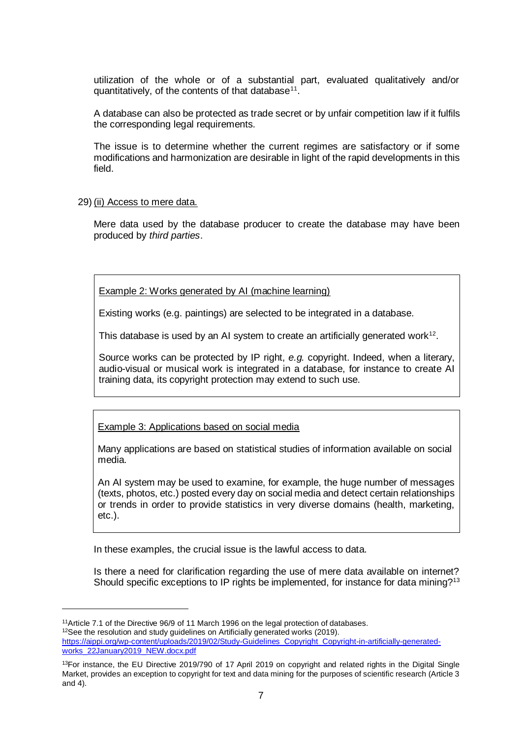utilization of the whole or of a substantial part, evaluated qualitatively and/or quantitatively, of the contents of that database[11].

A database can also be protected as trade secret or by unfair competition law if it fulfils the corresponding legal requirements.

The issue is to determine whether the current regimes are satisfactory or if some modifications and harmonization are desirable in light of the rapid developments in this field.

29) (ii) Access to mere data.

Mere data used by the database producer to create the database may have been produced by *third parties*.

> Example 2: Works generated by AI (machine learning)
>
> Existing works (e.g. paintings) are selected to be integrated in a database.
>
> This database is used by an AI system to create an artificially generated work[12].
>
> Source works can be protected by IP right, *e.g.* copyright. Indeed, when a literary, audio-visual or musical work is integrated in a database, for instance to create AI training data, its copyright protection may extend to such use.

> Example 3: Applications based on social media
>
> Many applications are based on statistical studies of information available on social media.
>
> An AI system may be used to examine, for example, the huge number of messages (texts, photos, etc.) posted every day on social media and detect certain relationships or trends in order to provide statistics in very diverse domains (health, marketing, etc.).

In these examples, the crucial issue is the lawful access to data.

Is there a need for clarification regarding the use of mere data available on internet? Should specific exceptions to IP rights be implemented, for instance for data mining?[13]

---

[11] Article 7.1 of the Directive 96/9 of 11 March 1996 on the legal protection of databases.

[12] See the resolution and study guidelines on Artificially generated works (2019). https://aippi.org/wp-content/uploads/2019/02/Study-Guidelines_Copyright_Copyright-in-artificially-generated-works_22January2019_NEW.docx.pdf

[13] For instance, the EU Directive 2019/790 of 17 April 2019 on copyright and related rights in the Digital Single Market, provides an exception to copyright for text and data mining for the purposes of scientific research (Article 3 and 4).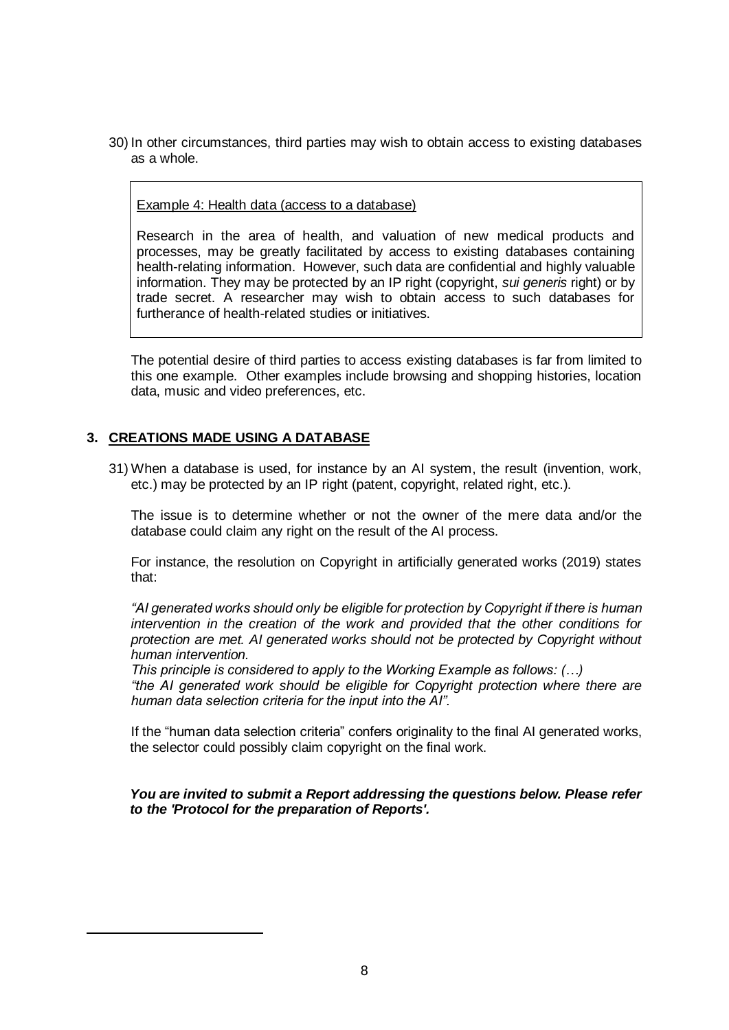30) In other circumstances, third parties may wish to obtain access to existing databases as a whole.

> <u>Example 4: Health data (access to a database)</u>
>
> Research in the area of health, and valuation of new medical products and processes, may be greatly facilitated by access to existing databases containing health-relating information. However, such data are confidential and highly valuable information. They may be protected by an IP right (copyright, *sui generis* right) or by trade secret. A researcher may wish to obtain access to such databases for furtherance of health-related studies or initiatives.

The potential desire of third parties to access existing databases is far from limited to this one example. Other examples include browsing and shopping histories, location data, music and video preferences, etc.

## 3. CREATIONS MADE USING A DATABASE

31) When a database is used, for instance by an AI system, the result (invention, work, etc.) may be protected by an IP right (patent, copyright, related right, etc.).

The issue is to determine whether or not the owner of the mere data and/or the database could claim any right on the result of the AI process.

For instance, the resolution on Copyright in artificially generated works (2019) states that:

*"AI generated works should only be eligible for protection by Copyright if there is human intervention in the creation of the work and provided that the other conditions for protection are met. AI generated works should not be protected by Copyright without human intervention.*
*This principle is considered to apply to the Working Example as follows: (…)*
*"the AI generated work should be eligible for Copyright protection where there are human data selection criteria for the input into the AI".*

If the "human data selection criteria" confers originality to the final AI generated works, the selector could possibly claim copyright on the final work.

***You are invited to submit a Report addressing the questions below. Please refer to the 'Protocol for the preparation of Reports'.***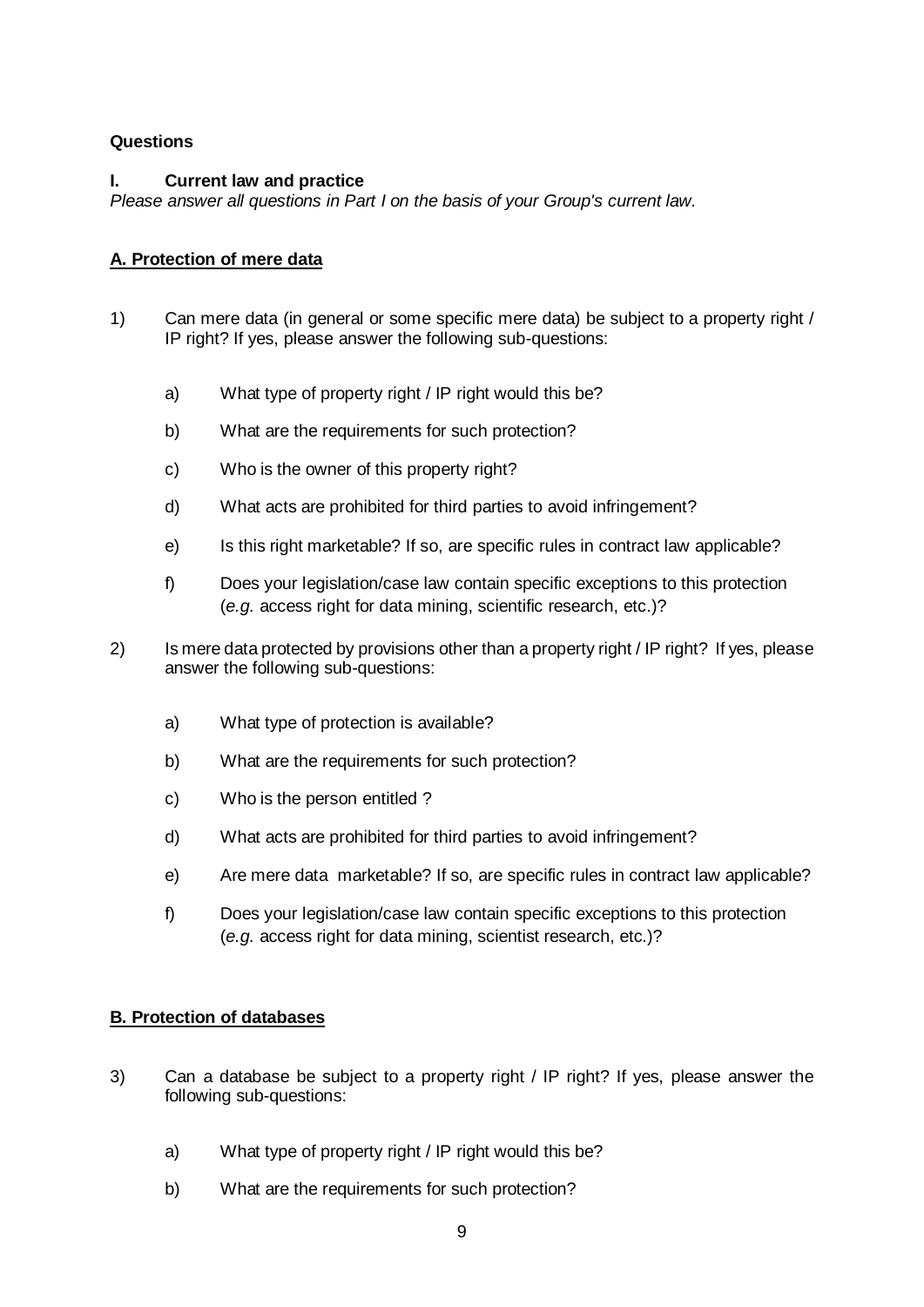**Questions**

## I. Current law and practice

*Please answer all questions in Part I on the basis of your Group's current law.*

### A. Protection of mere data

1) Can mere data (in general or some specific mere data) be subject to a property right / IP right? If yes, please answer the following sub-questions:

   a) What type of property right / IP right would this be?

   b) What are the requirements for such protection?

   c) Who is the owner of this property right?

   d) What acts are prohibited for third parties to avoid infringement?

   e) Is this right marketable? If so, are specific rules in contract law applicable?

   f) Does your legislation/case law contain specific exceptions to this protection (*e.g.* access right for data mining, scientific research, etc.)?

2) Is mere data protected by provisions other than a property right / IP right? If yes, please answer the following sub-questions:

   a) What type of protection is available?

   b) What are the requirements for such protection?

   c) Who is the person entitled ?

   d) What acts are prohibited for third parties to avoid infringement?

   e) Are mere data marketable? If so, are specific rules in contract law applicable?

   f) Does your legislation/case law contain specific exceptions to this protection (*e.g.* access right for data mining, scientist research, etc.)?

### B. Protection of databases

3) Can a database be subject to a property right / IP right? If yes, please answer the following sub-questions:

   a) What type of property right / IP right would this be?

   b) What are the requirements for such protection?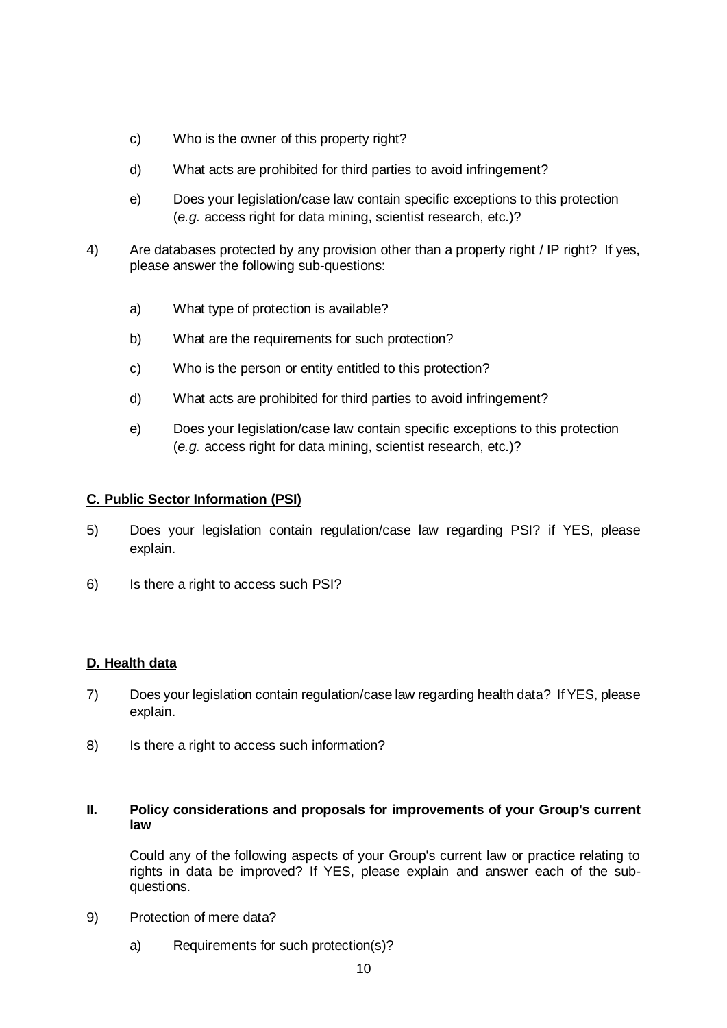c) Who is the owner of this property right?

d) What acts are prohibited for third parties to avoid infringement?

e) Does your legislation/case law contain specific exceptions to this protection (*e.g.* access right for data mining, scientist research, etc.)?

4) Are databases protected by any provision other than a property right / IP right? If yes, please answer the following sub-questions:

a) What type of protection is available?

b) What are the requirements for such protection?

c) Who is the person or entity entitled to this protection?

d) What acts are prohibited for third parties to avoid infringement?

e) Does your legislation/case law contain specific exceptions to this protection (*e.g.* access right for data mining, scientist research, etc.)?

**C. Public Sector Information (PSI)**

5) Does your legislation contain regulation/case law regarding PSI? if YES, please explain.

6) Is there a right to access such PSI?

**D. Health data**

7) Does your legislation contain regulation/case law regarding health data? If YES, please explain.

8) Is there a right to access such information?

**II. Policy considerations and proposals for improvements of your Group's current law**

Could any of the following aspects of your Group's current law or practice relating to rights in data be improved? If YES, please explain and answer each of the sub-questions.

9) Protection of mere data?

a) Requirements for such protection(s)?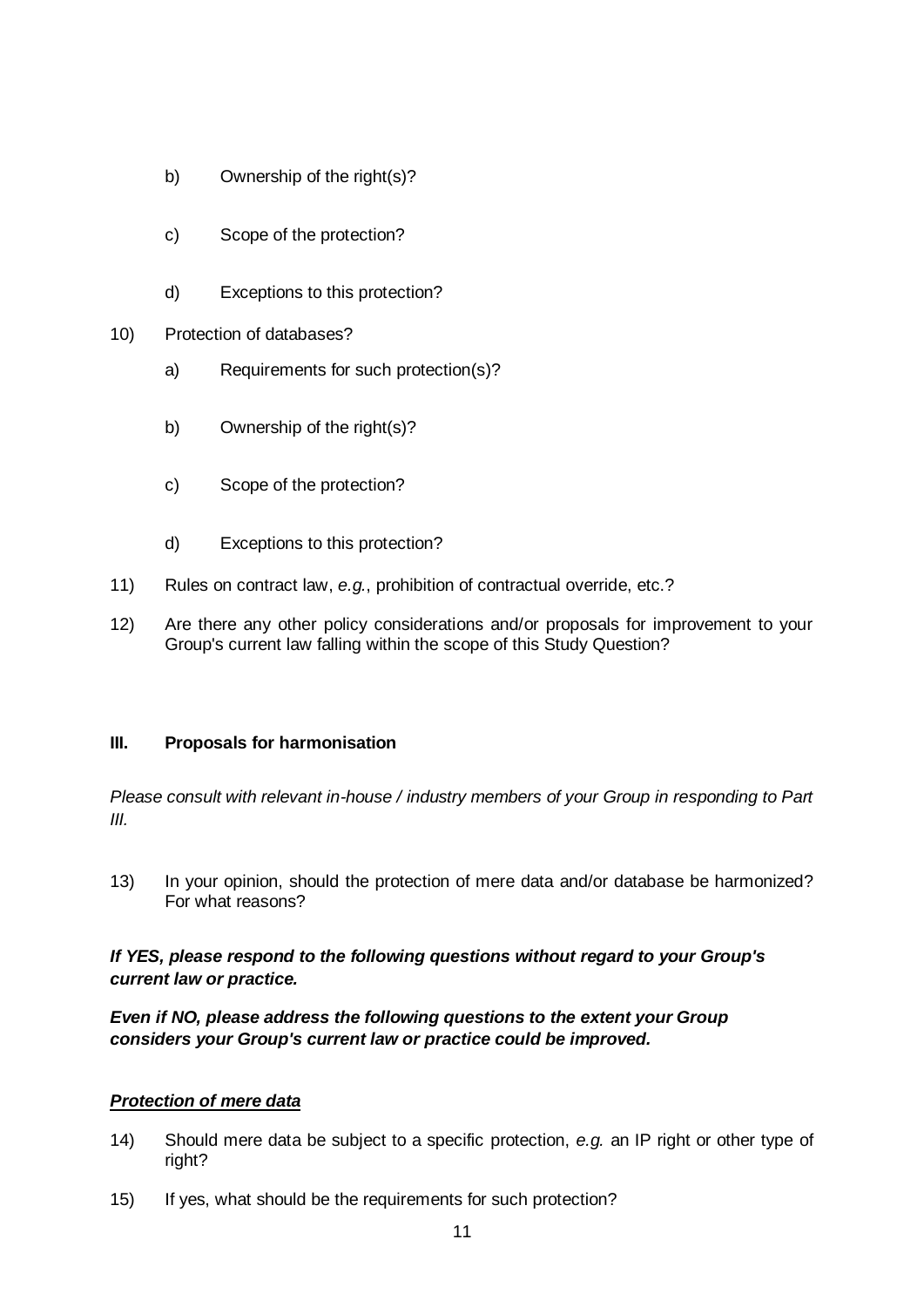b) Ownership of the right(s)?

c) Scope of the protection?

d) Exceptions to this protection?

10) Protection of databases?

a) Requirements for such protection(s)?

b) Ownership of the right(s)?

c) Scope of the protection?

d) Exceptions to this protection?

11) Rules on contract law, *e.g.*, prohibition of contractual override, etc.?

12) Are there any other policy considerations and/or proposals for improvement to your Group's current law falling within the scope of this Study Question?

## III. Proposals for harmonisation

*Please consult with relevant in-house / industry members of your Group in responding to Part III.*

13) In your opinion, should the protection of mere data and/or database be harmonized? For what reasons?

***If YES, please respond to the following questions without regard to your Group's current law or practice.***

***Even if NO, please address the following questions to the extent your Group considers your Group's current law or practice could be improved.***

***<u>Protection of mere data</u>***

14) Should mere data be subject to a specific protection, *e.g.* an IP right or other type of right?

15) If yes, what should be the requirements for such protection?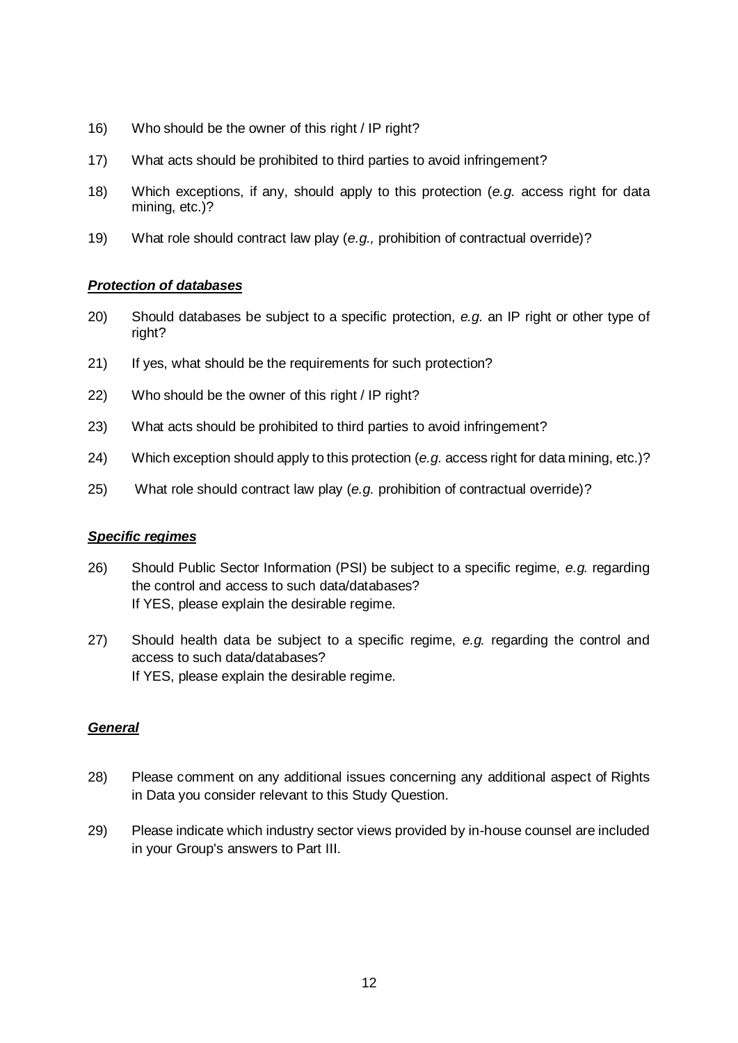16) Who should be the owner of this right / IP right?

17) What acts should be prohibited to third parties to avoid infringement?

18) Which exceptions, if any, should apply to this protection (*e.g.* access right for data mining, etc.)?

19) What role should contract law play (*e.g.,* prohibition of contractual override)?

***Protection of databases***

20) Should databases be subject to a specific protection, *e.g.* an IP right or other type of right?

21) If yes, what should be the requirements for such protection?

22) Who should be the owner of this right / IP right?

23) What acts should be prohibited to third parties to avoid infringement?

24) Which exception should apply to this protection (*e.g.* access right for data mining, etc.)?

25) What role should contract law play (*e.g.* prohibition of contractual override)?

***Specific regimes***

26) Should Public Sector Information (PSI) be subject to a specific regime, *e.g.* regarding the control and access to such data/databases?
If YES, please explain the desirable regime.

27) Should health data be subject to a specific regime, *e.g.* regarding the control and access to such data/databases?
If YES, please explain the desirable regime.

***General***

28) Please comment on any additional issues concerning any additional aspect of Rights in Data you consider relevant to this Study Question.

29) Please indicate which industry sector views provided by in-house counsel are included in your Group's answers to Part III.